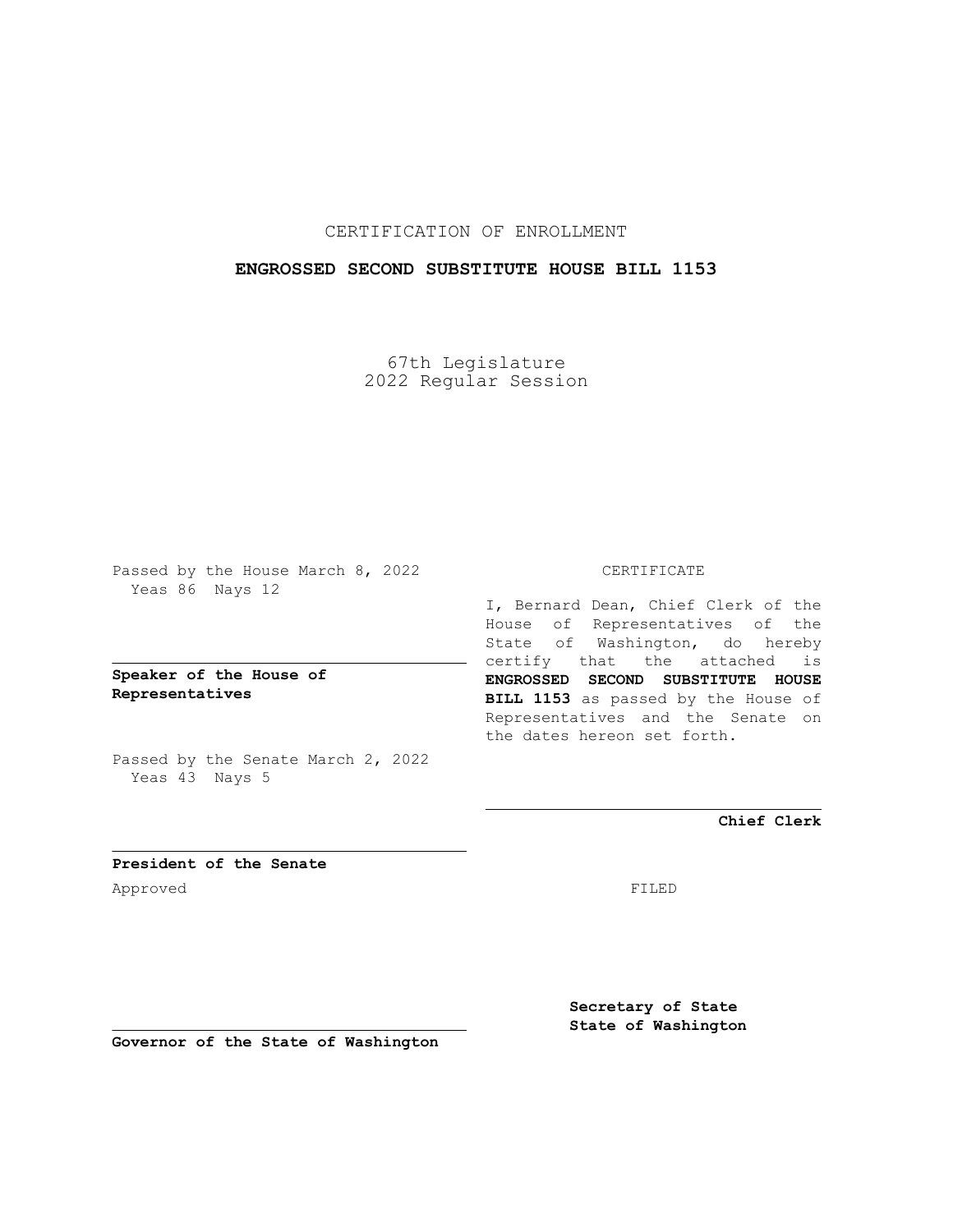CERTIFICATION OF ENROLLMENT

**ENGROSSED SECOND SUBSTITUTE HOUSE BILL 1153**

67th Legislature
2022 Regular Session

Passed by the House March 8, 2022
Yeas 86 Nays 12

**Speaker of the House of Representatives**

Passed by the Senate March 2, 2022
Yeas 43 Nays 5

**President of the Senate**

Approved

**Governor of the State of Washington**

CERTIFICATE

I, Bernard Dean, Chief Clerk of the House of Representatives of the State of Washington, do hereby certify that the attached is **ENGROSSED SECOND SUBSTITUTE HOUSE BILL 1153** as passed by the House of Representatives and the Senate on the dates hereon set forth.

**Chief Clerk**

FILED

**Secretary of State**
**State of Washington**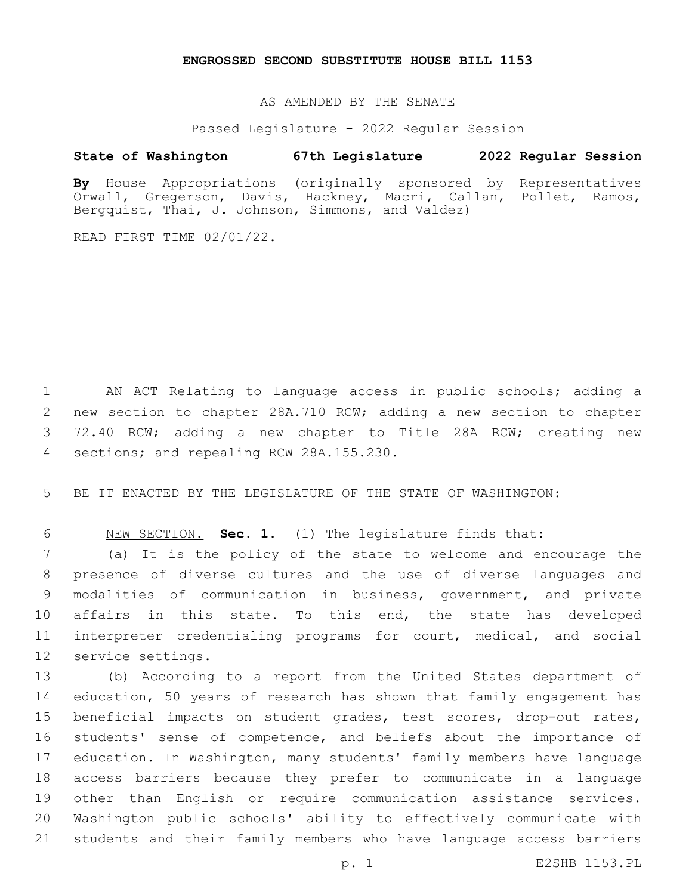# ENGROSSED SECOND SUBSTITUTE HOUSE BILL 1153

AS AMENDED BY THE SENATE

Passed Legislature - 2022 Regular Session

**State of Washington 67th Legislature 2022 Regular Session**

**By** House Appropriations (originally sponsored by Representatives Orwall, Gregerson, Davis, Hackney, Macri, Callan, Pollet, Ramos, Bergquist, Thai, J. Johnson, Simmons, and Valdez)

READ FIRST TIME 02/01/22.

AN ACT Relating to language access in public schools; adding a new section to chapter 28A.710 RCW; adding a new section to chapter 72.40 RCW; adding a new chapter to Title 28A RCW; creating new sections; and repealing RCW 28A.155.230.

BE IT ENACTED BY THE LEGISLATURE OF THE STATE OF WASHINGTON:

NEW SECTION. **Sec. 1.** (1) The legislature finds that:

(a) It is the policy of the state to welcome and encourage the presence of diverse cultures and the use of diverse languages and modalities of communication in business, government, and private affairs in this state. To this end, the state has developed interpreter credentialing programs for court, medical, and social service settings.

(b) According to a report from the United States department of education, 50 years of research has shown that family engagement has beneficial impacts on student grades, test scores, drop-out rates, students' sense of competence, and beliefs about the importance of education. In Washington, many students' family members have language access barriers because they prefer to communicate in a language other than English or require communication assistance services. Washington public schools' ability to effectively communicate with students and their family members who have language access barriers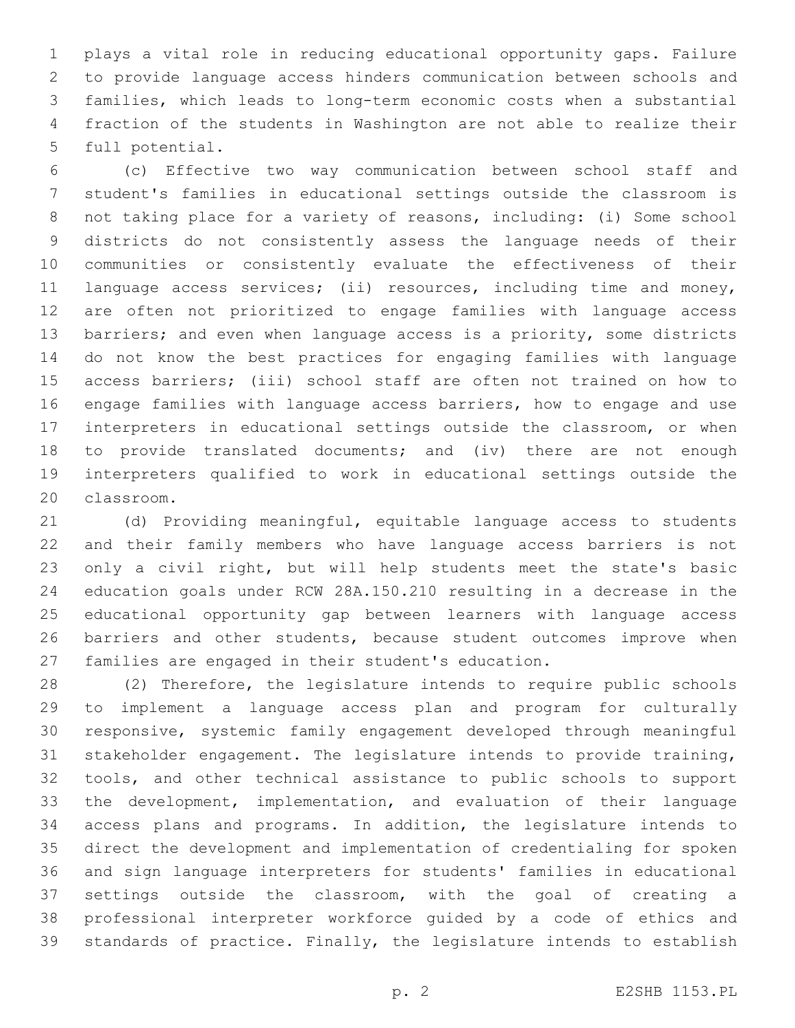plays a vital role in reducing educational opportunity gaps. Failure to provide language access hinders communication between schools and families, which leads to long-term economic costs when a substantial fraction of the students in Washington are not able to realize their full potential.

(c) Effective two way communication between school staff and student's families in educational settings outside the classroom is not taking place for a variety of reasons, including: (i) Some school districts do not consistently assess the language needs of their communities or consistently evaluate the effectiveness of their language access services; (ii) resources, including time and money, are often not prioritized to engage families with language access barriers; and even when language access is a priority, some districts do not know the best practices for engaging families with language access barriers; (iii) school staff are often not trained on how to engage families with language access barriers, how to engage and use interpreters in educational settings outside the classroom, or when to provide translated documents; and (iv) there are not enough interpreters qualified to work in educational settings outside the classroom.

(d) Providing meaningful, equitable language access to students and their family members who have language access barriers is not only a civil right, but will help students meet the state's basic education goals under RCW 28A.150.210 resulting in a decrease in the educational opportunity gap between learners with language access barriers and other students, because student outcomes improve when families are engaged in their student's education.

(2) Therefore, the legislature intends to require public schools to implement a language access plan and program for culturally responsive, systemic family engagement developed through meaningful stakeholder engagement. The legislature intends to provide training, tools, and other technical assistance to public schools to support the development, implementation, and evaluation of their language access plans and programs. In addition, the legislature intends to direct the development and implementation of credentialing for spoken and sign language interpreters for students' families in educational settings outside the classroom, with the goal of creating a professional interpreter workforce guided by a code of ethics and standards of practice. Finally, the legislature intends to establish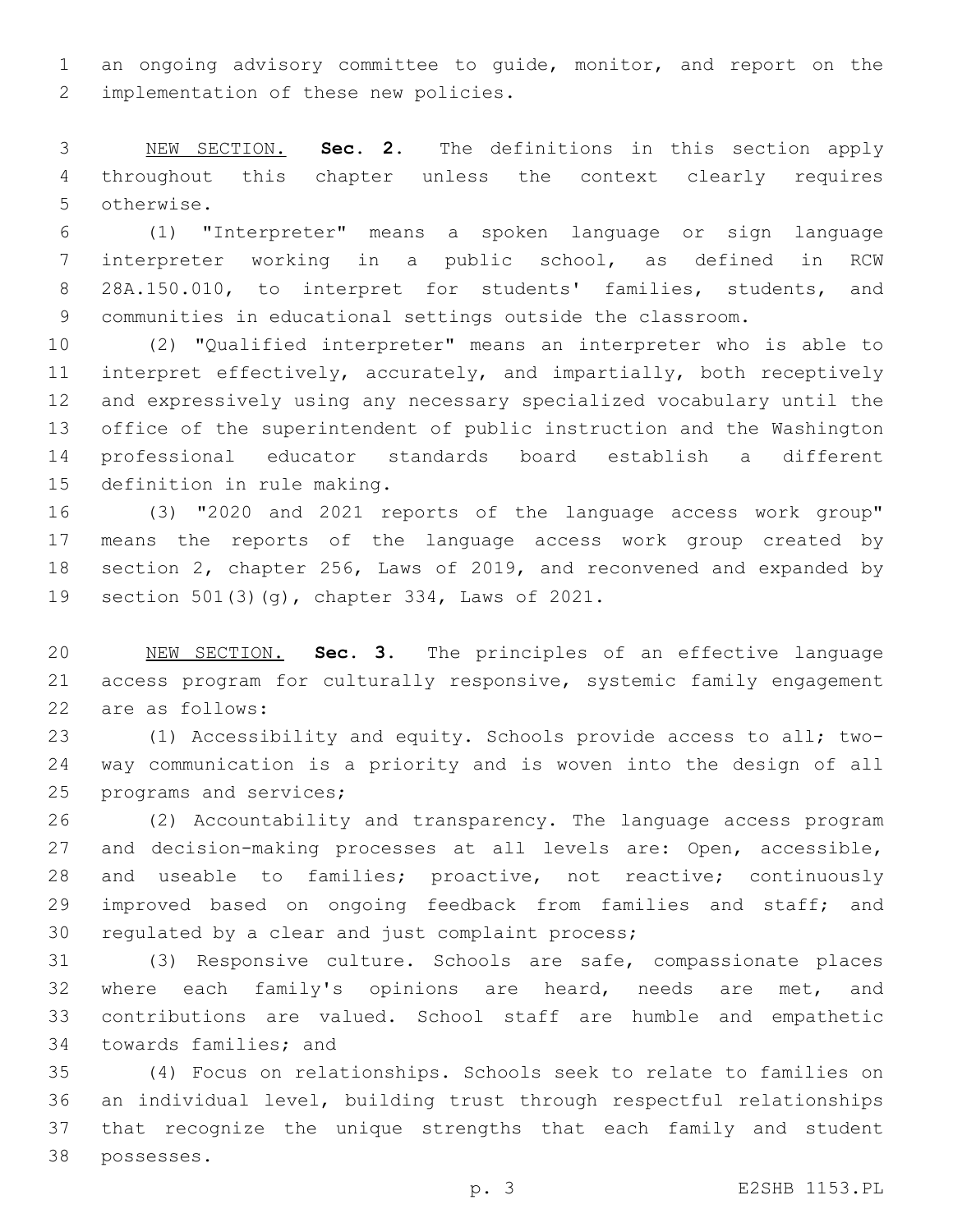an ongoing advisory committee to guide, monitor, and report on the implementation of these new policies.

NEW SECTION. **Sec. 2.** The definitions in this section apply throughout this chapter unless the context clearly requires otherwise.

(1) "Interpreter" means a spoken language or sign language interpreter working in a public school, as defined in RCW 28A.150.010, to interpret for students' families, students, and communities in educational settings outside the classroom.

(2) "Qualified interpreter" means an interpreter who is able to interpret effectively, accurately, and impartially, both receptively and expressively using any necessary specialized vocabulary until the office of the superintendent of public instruction and the Washington professional educator standards board establish a different definition in rule making.

(3) "2020 and 2021 reports of the language access work group" means the reports of the language access work group created by section 2, chapter 256, Laws of 2019, and reconvened and expanded by section 501(3)(g), chapter 334, Laws of 2021.

NEW SECTION. **Sec. 3.** The principles of an effective language access program for culturally responsive, systemic family engagement are as follows:

(1) Accessibility and equity. Schools provide access to all; two-way communication is a priority and is woven into the design of all programs and services;

(2) Accountability and transparency. The language access program and decision-making processes at all levels are: Open, accessible, and useable to families; proactive, not reactive; continuously improved based on ongoing feedback from families and staff; and regulated by a clear and just complaint process;

(3) Responsive culture. Schools are safe, compassionate places where each family's opinions are heard, needs are met, and contributions are valued. School staff are humble and empathetic towards families; and

(4) Focus on relationships. Schools seek to relate to families on an individual level, building trust through respectful relationships that recognize the unique strengths that each family and student possesses.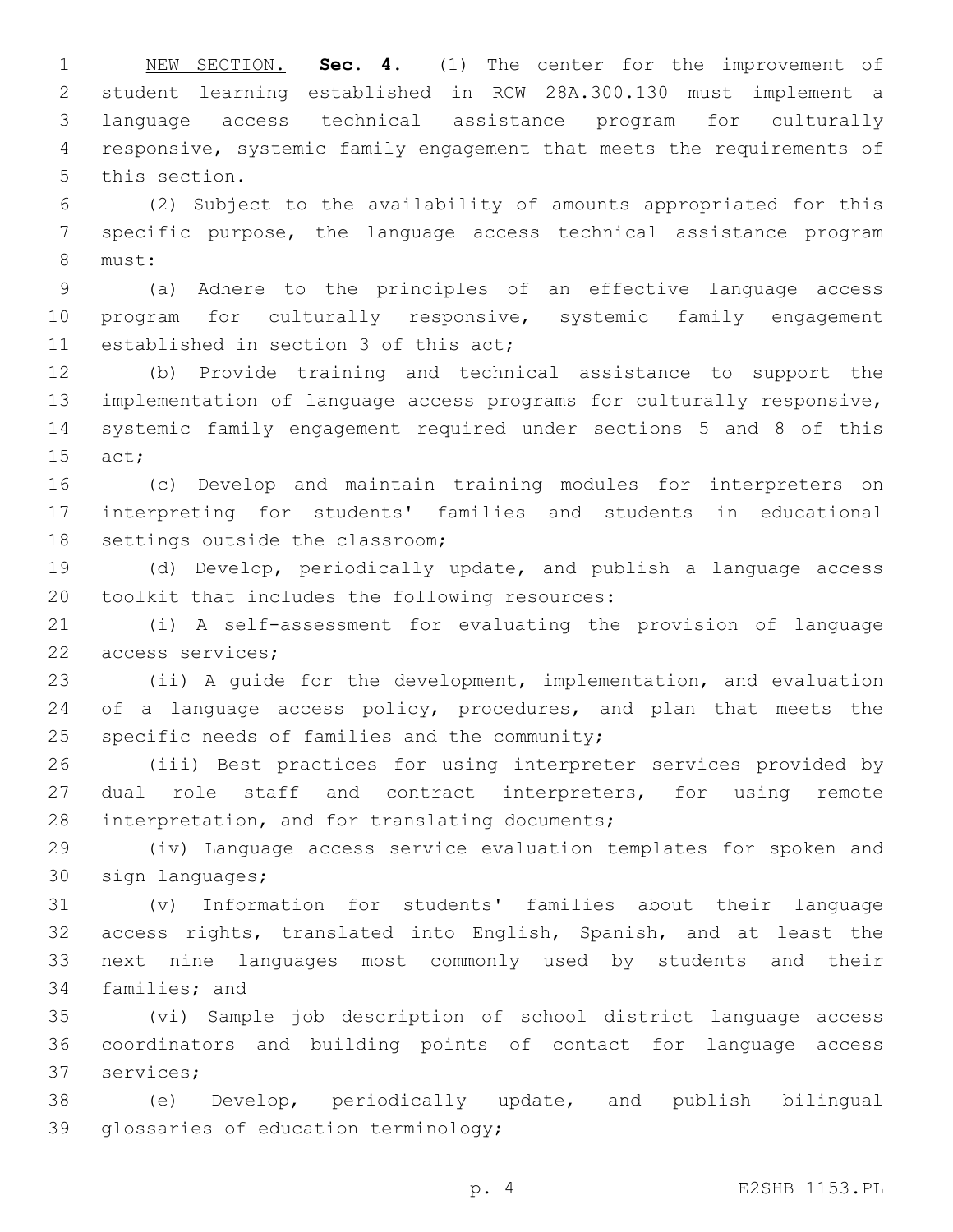NEW SECTION. **Sec. 4.** (1) The center for the improvement of student learning established in RCW 28A.300.130 must implement a language access technical assistance program for culturally responsive, systemic family engagement that meets the requirements of this section.

(2) Subject to the availability of amounts appropriated for this specific purpose, the language access technical assistance program must:

(a) Adhere to the principles of an effective language access program for culturally responsive, systemic family engagement established in section 3 of this act;

(b) Provide training and technical assistance to support the implementation of language access programs for culturally responsive, systemic family engagement required under sections 5 and 8 of this act;

(c) Develop and maintain training modules for interpreters on interpreting for students' families and students in educational settings outside the classroom;

(d) Develop, periodically update, and publish a language access toolkit that includes the following resources:

(i) A self-assessment for evaluating the provision of language access services;

(ii) A guide for the development, implementation, and evaluation of a language access policy, procedures, and plan that meets the specific needs of families and the community;

(iii) Best practices for using interpreter services provided by dual role staff and contract interpreters, for using remote interpretation, and for translating documents;

(iv) Language access service evaluation templates for spoken and sign languages;

(v) Information for students' families about their language access rights, translated into English, Spanish, and at least the next nine languages most commonly used by students and their families; and

(vi) Sample job description of school district language access coordinators and building points of contact for language access services;

(e) Develop, periodically update, and publish bilingual glossaries of education terminology;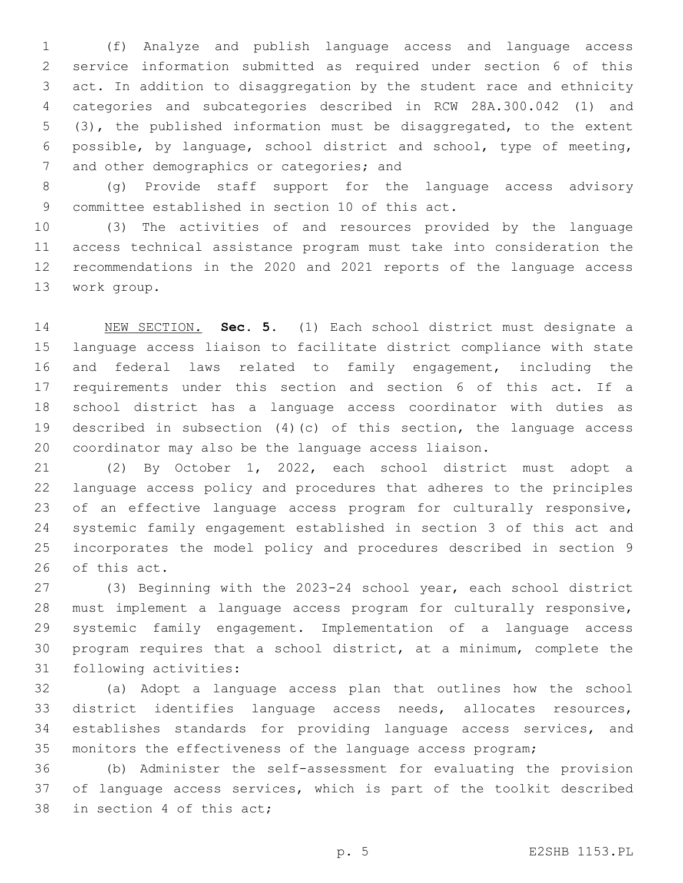(f) Analyze and publish language access and language access service information submitted as required under section 6 of this act. In addition to disaggregation by the student race and ethnicity categories and subcategories described in RCW 28A.300.042 (1) and (3), the published information must be disaggregated, to the extent possible, by language, school district and school, type of meeting, and other demographics or categories; and

(g) Provide staff support for the language access advisory committee established in section 10 of this act.

(3) The activities of and resources provided by the language access technical assistance program must take into consideration the recommendations in the 2020 and 2021 reports of the language access work group.

NEW SECTION. **Sec. 5.** (1) Each school district must designate a language access liaison to facilitate district compliance with state and federal laws related to family engagement, including the requirements under this section and section 6 of this act. If a school district has a language access coordinator with duties as described in subsection (4)(c) of this section, the language access coordinator may also be the language access liaison.

(2) By October 1, 2022, each school district must adopt a language access policy and procedures that adheres to the principles of an effective language access program for culturally responsive, systemic family engagement established in section 3 of this act and incorporates the model policy and procedures described in section 9 of this act.

(3) Beginning with the 2023-24 school year, each school district must implement a language access program for culturally responsive, systemic family engagement. Implementation of a language access program requires that a school district, at a minimum, complete the following activities:

(a) Adopt a language access plan that outlines how the school district identifies language access needs, allocates resources, establishes standards for providing language access services, and monitors the effectiveness of the language access program;

(b) Administer the self-assessment for evaluating the provision of language access services, which is part of the toolkit described in section 4 of this act;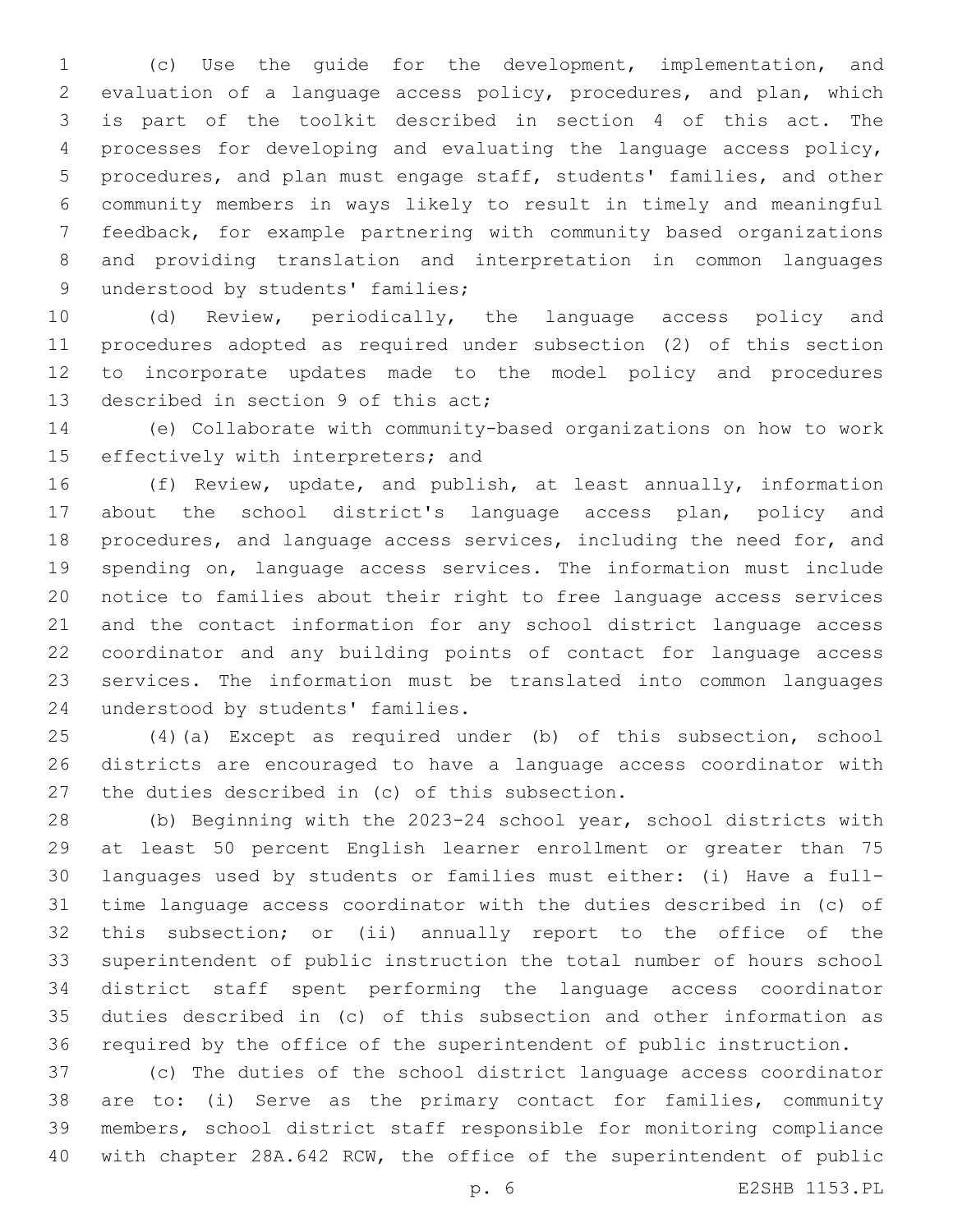(c) Use the guide for the development, implementation, and evaluation of a language access policy, procedures, and plan, which is part of the toolkit described in section 4 of this act. The processes for developing and evaluating the language access policy, procedures, and plan must engage staff, students' families, and other community members in ways likely to result in timely and meaningful feedback, for example partnering with community based organizations and providing translation and interpretation in common languages understood by students' families;

(d) Review, periodically, the language access policy and procedures adopted as required under subsection (2) of this section to incorporate updates made to the model policy and procedures described in section 9 of this act;

(e) Collaborate with community-based organizations on how to work effectively with interpreters; and

(f) Review, update, and publish, at least annually, information about the school district's language access plan, policy and procedures, and language access services, including the need for, and spending on, language access services. The information must include notice to families about their right to free language access services and the contact information for any school district language access coordinator and any building points of contact for language access services. The information must be translated into common languages understood by students' families.

(4)(a) Except as required under (b) of this subsection, school districts are encouraged to have a language access coordinator with the duties described in (c) of this subsection.

(b) Beginning with the 2023-24 school year, school districts with at least 50 percent English learner enrollment or greater than 75 languages used by students or families must either: (i) Have a full-time language access coordinator with the duties described in (c) of this subsection; or (ii) annually report to the office of the superintendent of public instruction the total number of hours school district staff spent performing the language access coordinator duties described in (c) of this subsection and other information as required by the office of the superintendent of public instruction.

(c) The duties of the school district language access coordinator are to: (i) Serve as the primary contact for families, community members, school district staff responsible for monitoring compliance with chapter 28A.642 RCW, the office of the superintendent of public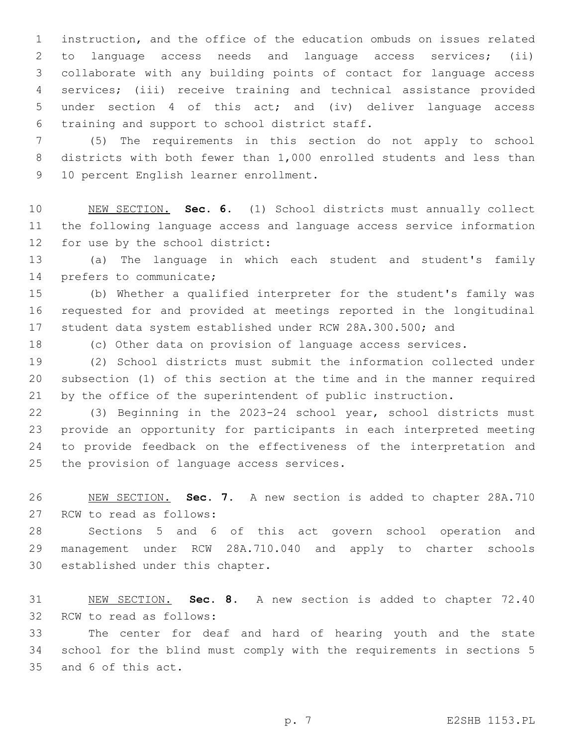instruction, and the office of the education ombuds on issues related to language access needs and language access services; (ii) collaborate with any building points of contact for language access services; (iii) receive training and technical assistance provided under section 4 of this act; and (iv) deliver language access training and support to school district staff.

(5) The requirements in this section do not apply to school districts with both fewer than 1,000 enrolled students and less than 10 percent English learner enrollment.

NEW SECTION. **Sec. 6.** (1) School districts must annually collect the following language access and language access service information for use by the school district:

(a) The language in which each student and student's family prefers to communicate;

(b) Whether a qualified interpreter for the student's family was requested for and provided at meetings reported in the longitudinal student data system established under RCW 28A.300.500; and

(c) Other data on provision of language access services.

(2) School districts must submit the information collected under subsection (1) of this section at the time and in the manner required by the office of the superintendent of public instruction.

(3) Beginning in the 2023-24 school year, school districts must provide an opportunity for participants in each interpreted meeting to provide feedback on the effectiveness of the interpretation and the provision of language access services.

NEW SECTION. **Sec. 7.** A new section is added to chapter 28A.710 RCW to read as follows:

Sections 5 and 6 of this act govern school operation and management under RCW 28A.710.040 and apply to charter schools established under this chapter.

NEW SECTION. **Sec. 8.** A new section is added to chapter 72.40 RCW to read as follows:

The center for deaf and hard of hearing youth and the state school for the blind must comply with the requirements in sections 5 and 6 of this act.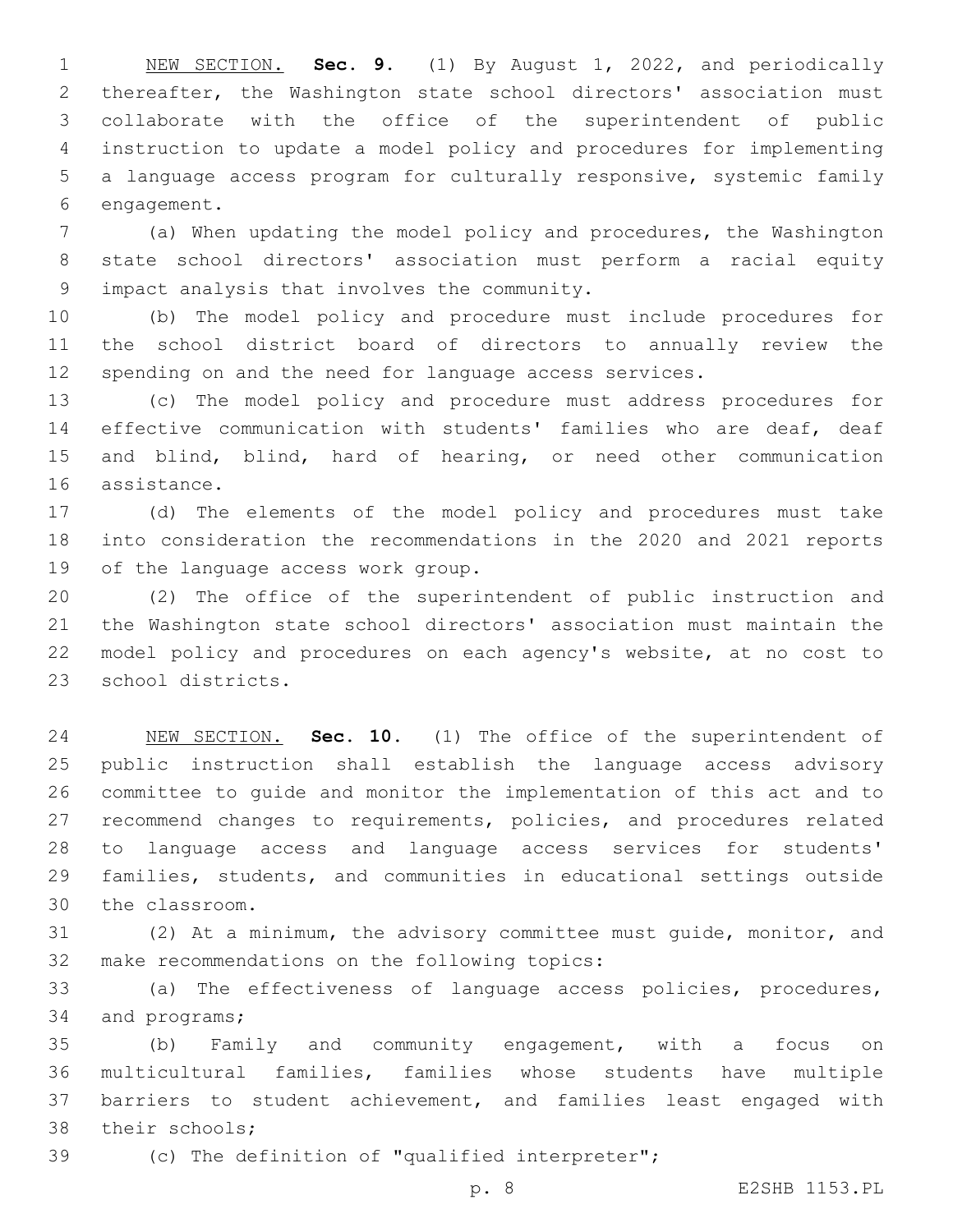NEW SECTION. **Sec. 9.** (1) By August 1, 2022, and periodically thereafter, the Washington state school directors' association must collaborate with the office of the superintendent of public instruction to update a model policy and procedures for implementing a language access program for culturally responsive, systemic family engagement.

(a) When updating the model policy and procedures, the Washington state school directors' association must perform a racial equity impact analysis that involves the community.

(b) The model policy and procedure must include procedures for the school district board of directors to annually review the spending on and the need for language access services.

(c) The model policy and procedure must address procedures for effective communication with students' families who are deaf, deaf and blind, blind, hard of hearing, or need other communication assistance.

(d) The elements of the model policy and procedures must take into consideration the recommendations in the 2020 and 2021 reports of the language access work group.

(2) The office of the superintendent of public instruction and the Washington state school directors' association must maintain the model policy and procedures on each agency's website, at no cost to school districts.

NEW SECTION. **Sec. 10.** (1) The office of the superintendent of public instruction shall establish the language access advisory committee to guide and monitor the implementation of this act and to recommend changes to requirements, policies, and procedures related to language access and language access services for students' families, students, and communities in educational settings outside the classroom.

(2) At a minimum, the advisory committee must guide, monitor, and make recommendations on the following topics:

(a) The effectiveness of language access policies, procedures, and programs;

(b) Family and community engagement, with a focus on multicultural families, families whose students have multiple barriers to student achievement, and families least engaged with their schools;

(c) The definition of "qualified interpreter";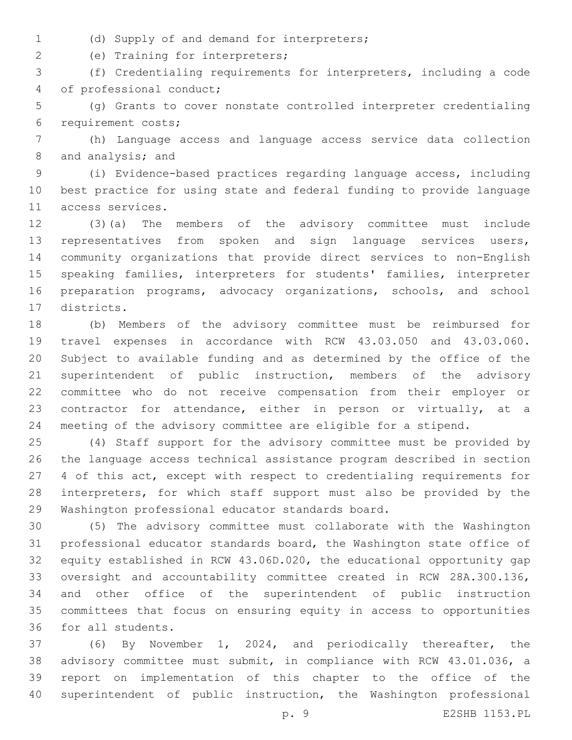(d) Supply of and demand for interpreters;

(e) Training for interpreters;

(f) Credentialing requirements for interpreters, including a code of professional conduct;

(g) Grants to cover nonstate controlled interpreter credentialing requirement costs;

(h) Language access and language access service data collection and analysis; and

(i) Evidence-based practices regarding language access, including best practice for using state and federal funding to provide language access services.

(3)(a) The members of the advisory committee must include representatives from spoken and sign language services users, community organizations that provide direct services to non-English speaking families, interpreters for students' families, interpreter preparation programs, advocacy organizations, schools, and school districts.

(b) Members of the advisory committee must be reimbursed for travel expenses in accordance with RCW 43.03.050 and 43.03.060. Subject to available funding and as determined by the office of the superintendent of public instruction, members of the advisory committee who do not receive compensation from their employer or contractor for attendance, either in person or virtually, at a meeting of the advisory committee are eligible for a stipend.

(4) Staff support for the advisory committee must be provided by the language access technical assistance program described in section 4 of this act, except with respect to credentialing requirements for interpreters, for which staff support must also be provided by the Washington professional educator standards board.

(5) The advisory committee must collaborate with the Washington professional educator standards board, the Washington state office of equity established in RCW 43.06D.020, the educational opportunity gap oversight and accountability committee created in RCW 28A.300.136, and other office of the superintendent of public instruction committees that focus on ensuring equity in access to opportunities for all students.

(6) By November 1, 2024, and periodically thereafter, the advisory committee must submit, in compliance with RCW 43.01.036, a report on implementation of this chapter to the office of the superintendent of public instruction, the Washington professional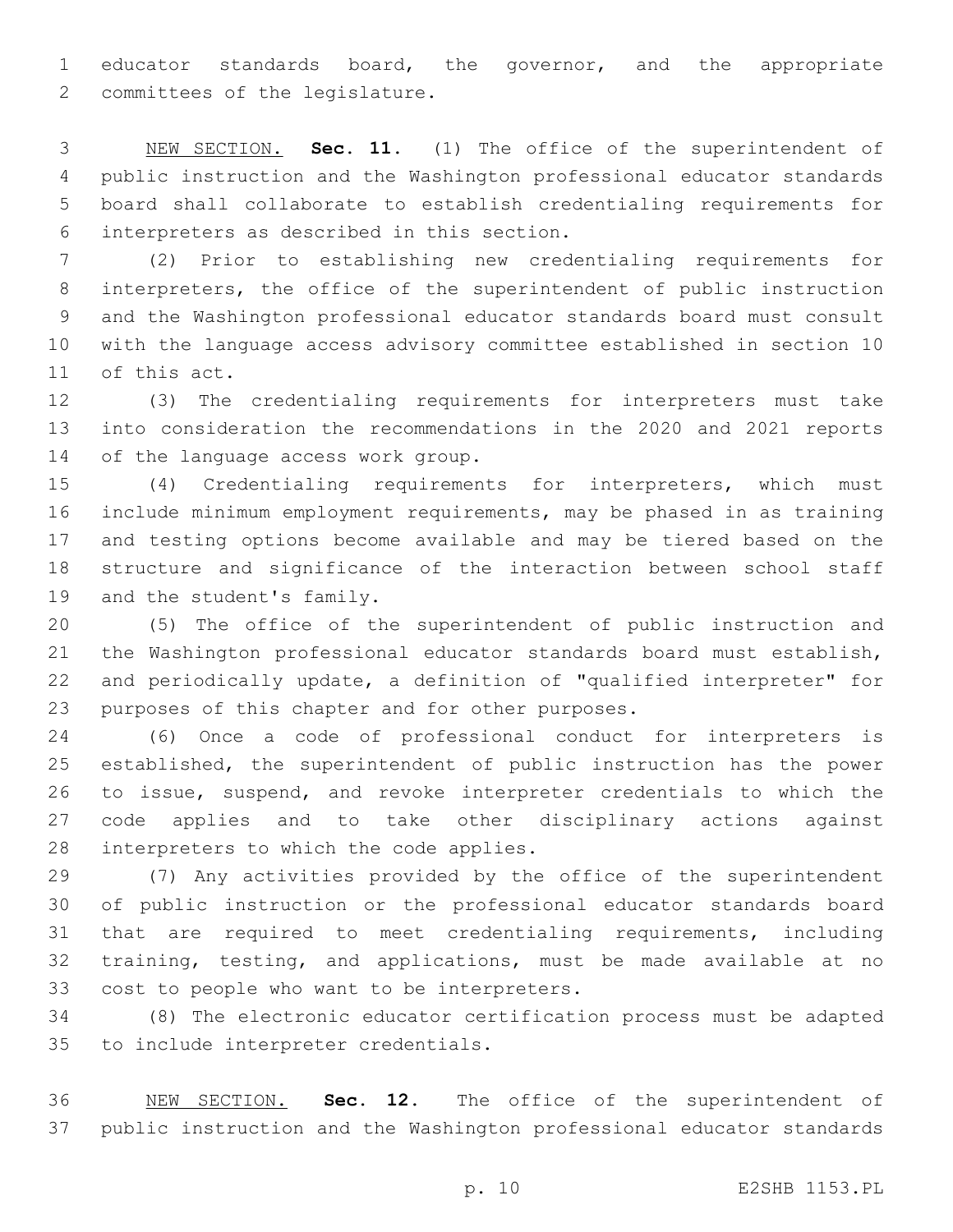educator standards board, the governor, and the appropriate committees of the legislature.

NEW SECTION. **Sec. 11.** (1) The office of the superintendent of public instruction and the Washington professional educator standards board shall collaborate to establish credentialing requirements for interpreters as described in this section.

(2) Prior to establishing new credentialing requirements for interpreters, the office of the superintendent of public instruction and the Washington professional educator standards board must consult with the language access advisory committee established in section 10 of this act.

(3) The credentialing requirements for interpreters must take into consideration the recommendations in the 2020 and 2021 reports of the language access work group.

(4) Credentialing requirements for interpreters, which must include minimum employment requirements, may be phased in as training and testing options become available and may be tiered based on the structure and significance of the interaction between school staff and the student's family.

(5) The office of the superintendent of public instruction and the Washington professional educator standards board must establish, and periodically update, a definition of "qualified interpreter" for purposes of this chapter and for other purposes.

(6) Once a code of professional conduct for interpreters is established, the superintendent of public instruction has the power to issue, suspend, and revoke interpreter credentials to which the code applies and to take other disciplinary actions against interpreters to which the code applies.

(7) Any activities provided by the office of the superintendent of public instruction or the professional educator standards board that are required to meet credentialing requirements, including training, testing, and applications, must be made available at no cost to people who want to be interpreters.

(8) The electronic educator certification process must be adapted to include interpreter credentials.

NEW SECTION. **Sec. 12.** The office of the superintendent of public instruction and the Washington professional educator standards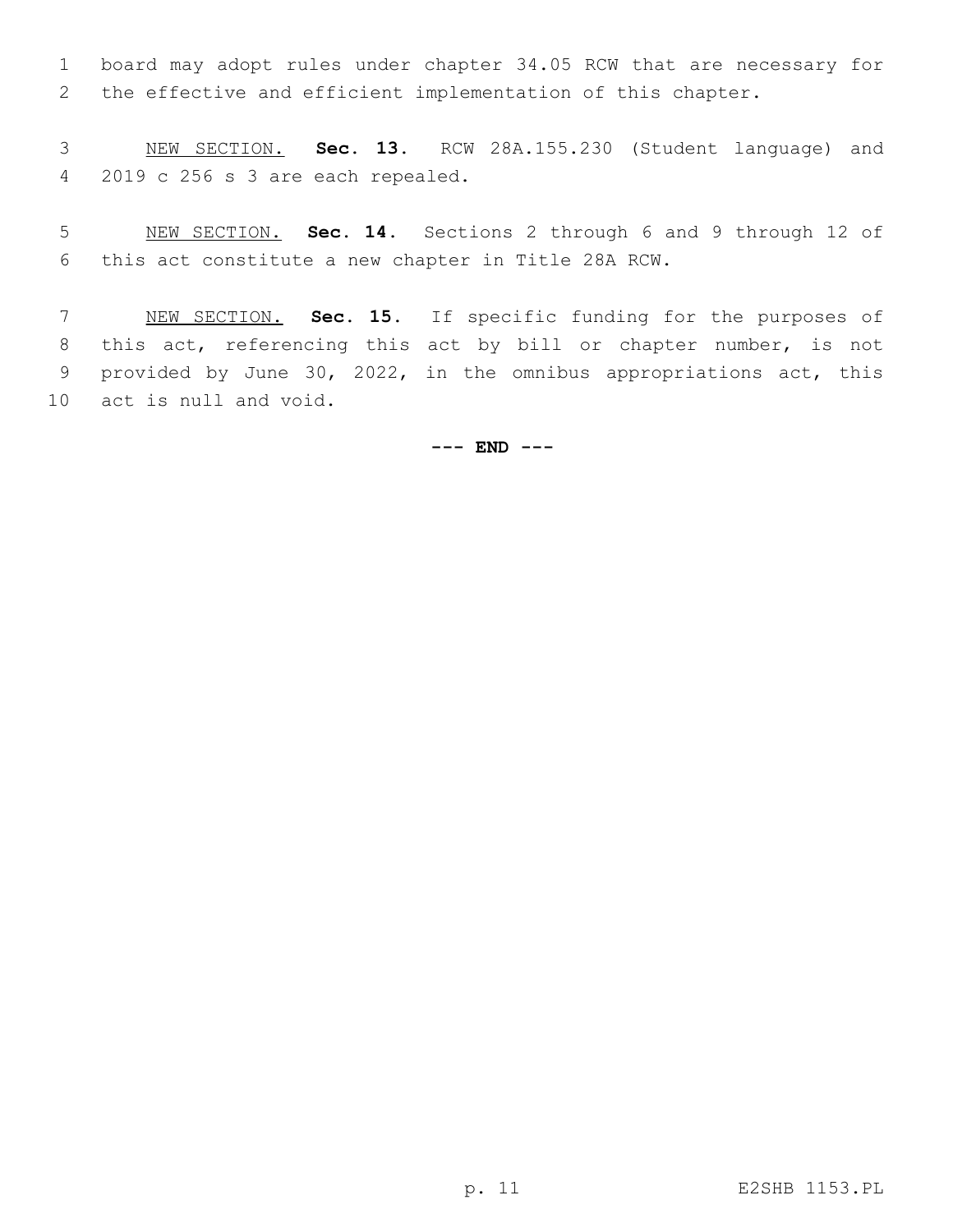board may adopt rules under chapter 34.05 RCW that are necessary for the effective and efficient implementation of this chapter.

NEW SECTION. **Sec. 13.** RCW 28A.155.230 (Student language) and 2019 c 256 s 3 are each repealed.

NEW SECTION. **Sec. 14.** Sections 2 through 6 and 9 through 12 of this act constitute a new chapter in Title 28A RCW.

NEW SECTION. **Sec. 15.** If specific funding for the purposes of this act, referencing this act by bill or chapter number, is not provided by June 30, 2022, in the omnibus appropriations act, this act is null and void.

**--- END ---**